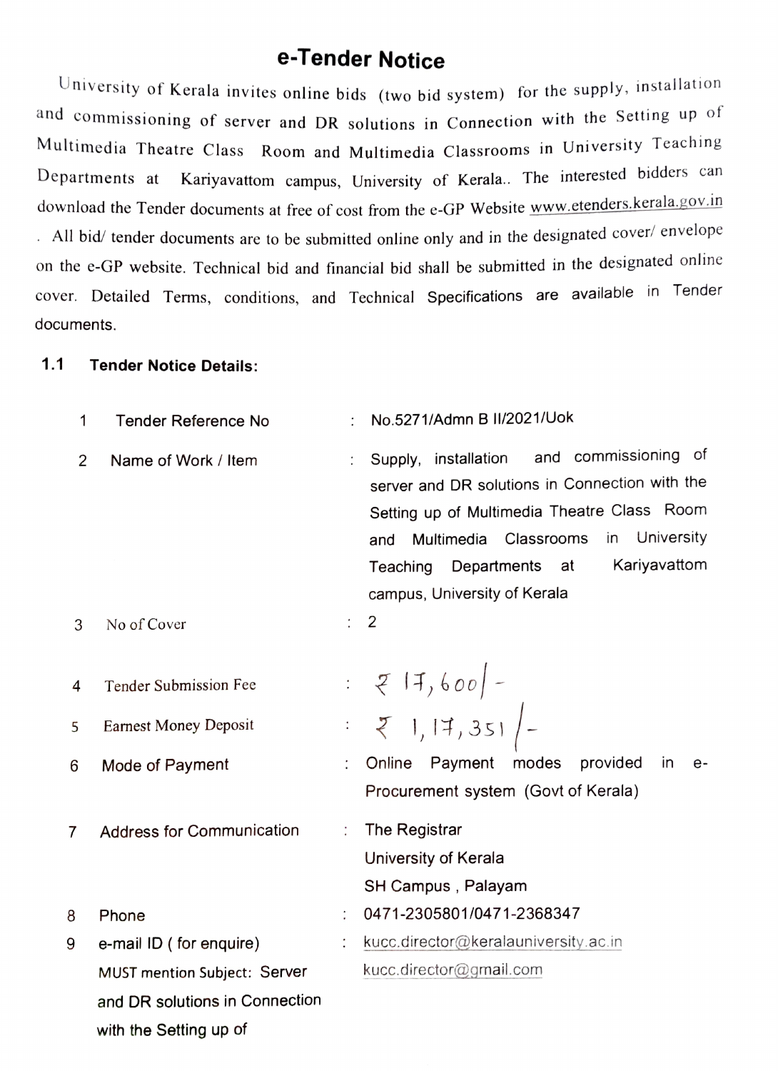# e-Tender Notice

University of Kerala invites online bids (two bid system) for the supply, installation and commissioning of server and DR solutions in Connection with the Setting up of Multimedia Theatre Class Room and Multimedia Classrooms in University Teaching Departments at Kariyavattom campus, University of Kerala.. The interested bidders can download the Tender documents at free of cost from the e-GP Website www.etenders.kerala.gov.in . All bid/ tender documents are to be submitted online only and in the designated cover/ envelope on the e-GP website. Technical bid and financial bid shall be submitted in the designated online cover. Detailed Terms, conditions, and Technical Specifications are available in Tender documents.

## 1.1 Tender Notice Details:

| | | | |
|---|---|---|---|
| 1 | Tender Reference No | : | No.5271/Admn B II/2021/Uok |
| 2 | Name of Work / Item | : | Supply, installation and commissioning of server and DR solutions in Connection with the Setting up of Multimedia Theatre Class Room and Multimedia Classrooms in University Teaching Departments at Kariyavattom campus, University of Kerala |
| 3 | No of Cover | : | 2 |
| 4 | Tender Submission Fee | : | ₹ 17,600/- |
| 5 | Earnest Money Deposit | : | ₹ 1,17,351/- |
| 6 | Mode of Payment | : | Online Payment modes provided in e-Procurement system (Govt of Kerala) |
| 7 | Address for Communication | : | The Registrar<br>University of Kerala<br>SH Campus , Palayam |
| 8 | Phone | : | 0471-2305801/0471-2368347 |
| 9 | e-mail ID ( for enquire)<br>MUST mention Subject: Server and DR solutions in Connection with the Setting up of | : | kucc.director@keralauniversity.ac.in<br>kucc.director@gmail.com |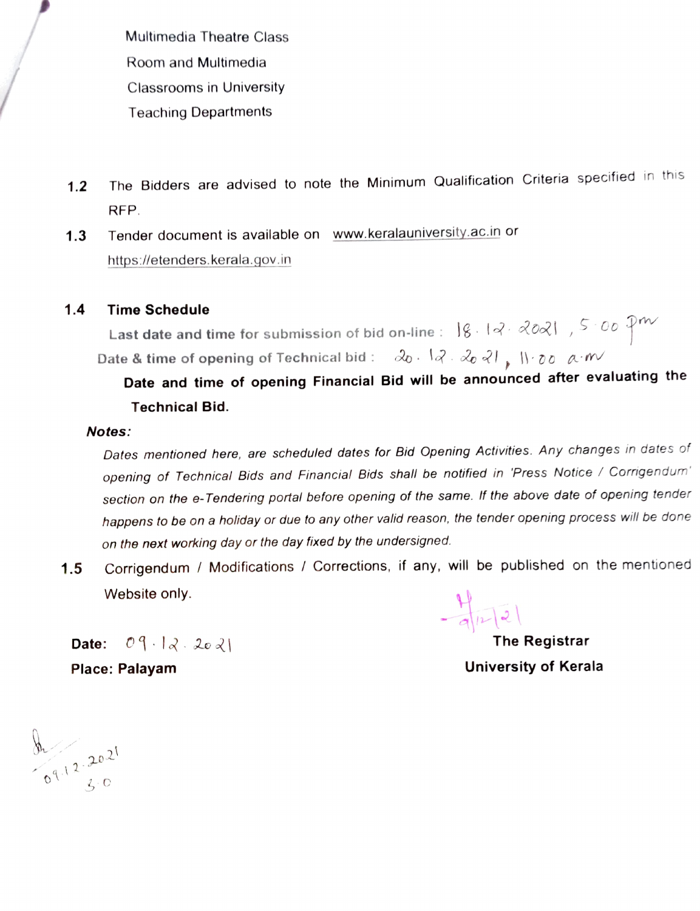Multimedia Theatre Class Room and Multimedia Classrooms in University Teaching Departments

**1.2** The Bidders are advised to note the Minimum Qualification Criteria specified in this RFP.

**1.3** Tender document is available on www.keralauniversity.ac.in or https://etenders.kerala.gov.in

**1.4 Time Schedule**

Last date and time for submission of bid on-line : 18.12.2021, 5.00 pm

Date & time of opening of Technical bid : 20.12.2021, 11.00 a.m

**Date and time of opening Financial Bid will be announced after evaluating the Technical Bid.**

***Notes:***

*Dates mentioned here, are scheduled dates for Bid Opening Activities. Any changes in dates of opening of Technical Bids and Financial Bids shall be notified in 'Press Notice / Corrigendum' section on the e-Tendering portal before opening of the same. If the above date of opening tender happens to be on a holiday or due to any other valid reason, the tender opening process will be done on the next working day or the day fixed by the undersigned.*

**1.5** Corrigendum / Modifications / Corrections, if any, will be published on the mentioned Website only.

**Date:** 09.12.2021

**Place: Palayam**

9/12/21

**The Registrar**

**University of Kerala**

09.12.2021